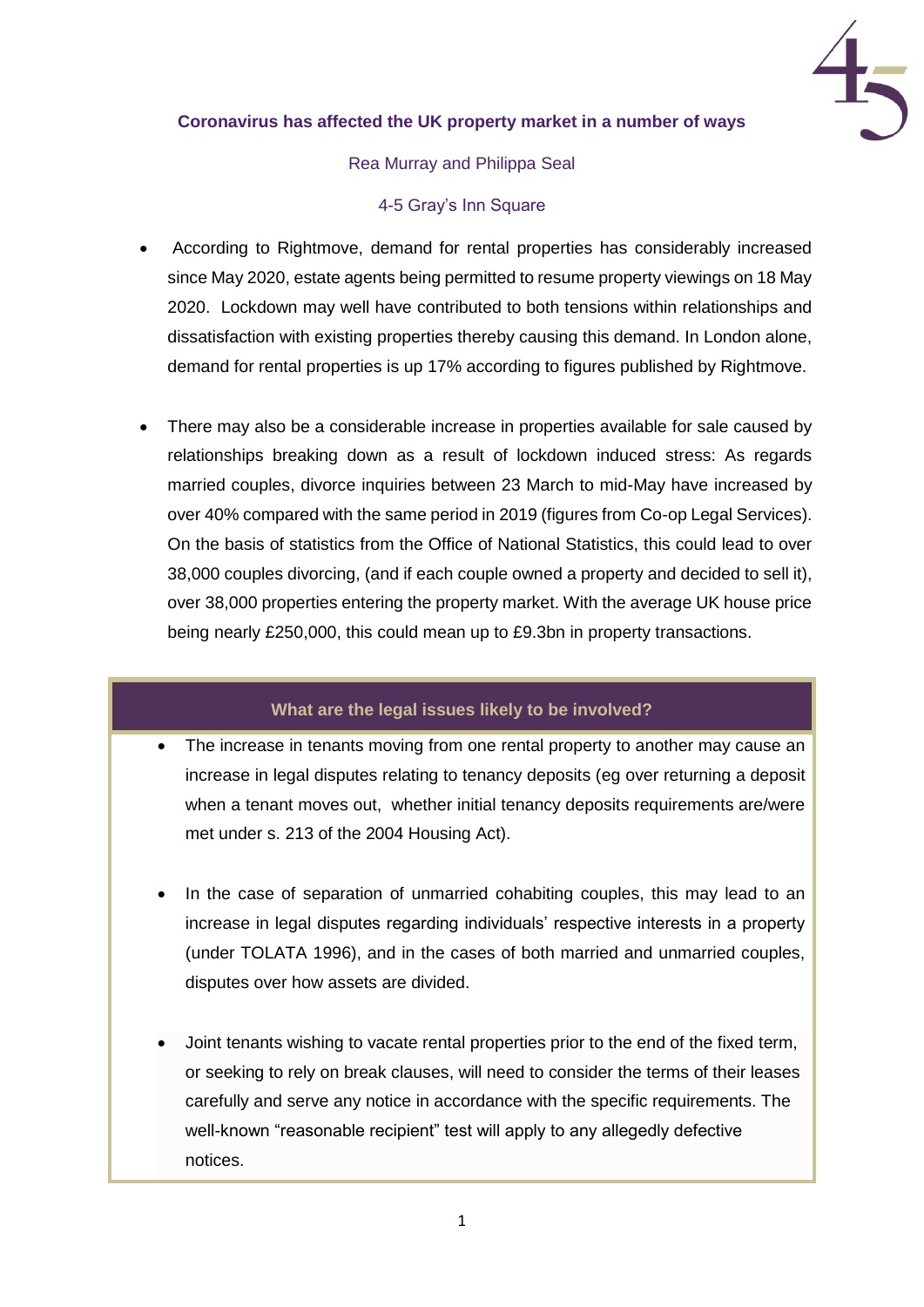## Coronavirus has affected the UK property market in a number of ways

Rea Murray and Philippa Seal

4-5 Gray's Inn Square

- According to Rightmove, demand for rental properties has considerably increased since May 2020, estate agents being permitted to resume property viewings on 18 May 2020. Lockdown may well have contributed to both tensions within relationships and dissatisfaction with existing properties thereby causing this demand. In London alone, demand for rental properties is up 17% according to figures published by Rightmove.

- There may also be a considerable increase in properties available for sale caused by relationships breaking down as a result of lockdown induced stress: As regards married couples, divorce inquiries between 23 March to mid-May have increased by over 40% compared with the same period in 2019 (figures from Co-op Legal Services). On the basis of statistics from the Office of National Statistics, this could lead to over 38,000 couples divorcing, (and if each couple owned a property and decided to sell it), over 38,000 properties entering the property market. With the average UK house price being nearly £250,000, this could mean up to £9.3bn in property transactions.

### What are the legal issues likely to be involved?

- The increase in tenants moving from one rental property to another may cause an increase in legal disputes relating to tenancy deposits (eg over returning a deposit when a tenant moves out, whether initial tenancy deposits requirements are/were met under s. 213 of the 2004 Housing Act).

- In the case of separation of unmarried cohabiting couples, this may lead to an increase in legal disputes regarding individuals' respective interests in a property (under TOLATA 1996), and in the cases of both married and unmarried couples, disputes over how assets are divided.

- Joint tenants wishing to vacate rental properties prior to the end of the fixed term, or seeking to rely on break clauses, will need to consider the terms of their leases carefully and serve any notice in accordance with the specific requirements. The well-known "reasonable recipient" test will apply to any allegedly defective notices.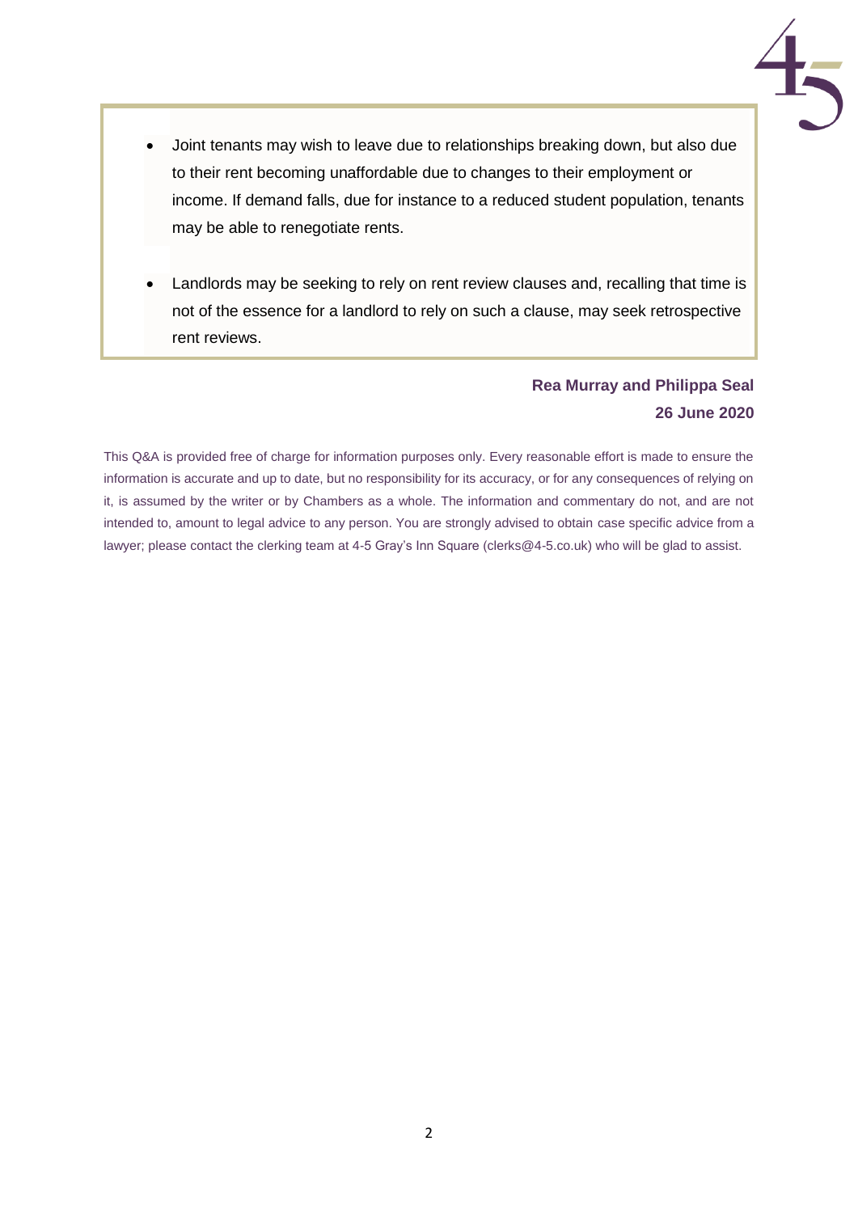- Joint tenants may wish to leave due to relationships breaking down, but also due to their rent becoming unaffordable due to changes to their employment or income. If demand falls, due for instance to a reduced student population, tenants may be able to renegotiate rents.

- Landlords may be seeking to rely on rent review clauses and, recalling that time is not of the essence for a landlord to rely on such a clause, may seek retrospective rent reviews.

**Rea Murray and Philippa Seal**
**26 June 2020**

This Q&A is provided free of charge for information purposes only. Every reasonable effort is made to ensure the information is accurate and up to date, but no responsibility for its accuracy, or for any consequences of relying on it, is assumed by the writer or by Chambers as a whole. The information and commentary do not, and are not intended to, amount to legal advice to any person. You are strongly advised to obtain case specific advice from a lawyer; please contact the clerking team at 4-5 Gray's Inn Square (clerks@4-5.co.uk) who will be glad to assist.